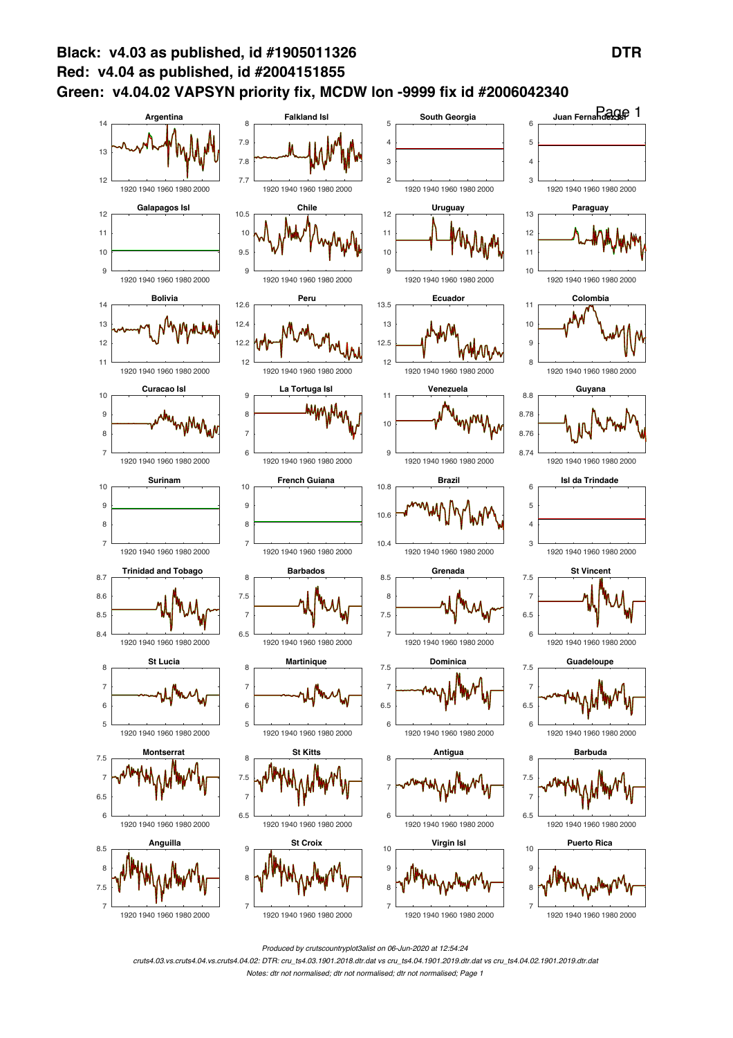**Black: v4.03 as published, id #1905011326**
**Red: v4.04 as published, id #2004151855**
**Green: v4.04.02 VAPSYN priority fix, MCDW lon -9999 fix id #2006042340**

**DTR**

Argentina
14
13
12
1920 1940 1960 1980 2000

Falkland Isl
8
7.9
7.8
7.7
1920 1940 1960 1980 2000

South Georgia
5
4
3
2
1920 1940 1960 1980 2000

Juan Fernandez Isl
6
5
4
3
1920 1940 1960 1980 2000

Galapagos Isl
12
11
10
9
1920 1940 1960 1980 2000

Chile
10.5
10
9.5
9
1920 1940 1960 1980 2000

Uruguay
12
11
10
9
1920 1940 1960 1980 2000

Paraguay
13
12
11
10
1920 1940 1960 1980 2000

Bolivia
14
13
12
11
1920 1940 1960 1980 2000

Peru
12.6
12.4
12.2
12
1920 1940 1960 1980 2000

Ecuador
13.5
13
12.5
12
1920 1940 1960 1980 2000

Colombia
11
10
9
8
1920 1940 1960 1980 2000

Curacao Isl
10
9
8
7
1920 1940 1960 1980 2000

La Tortuga Isl
9
8
7
6
1920 1940 1960 1980 2000

Venezuela
11
10
9
1920 1940 1960 1980 2000

Guyana
8.8
8.78
8.76
8.74
1920 1940 1960 1980 2000

Surinam
10
9
8
7
1920 1940 1960 1980 2000

French Guiana
10
9
8
7
1920 1940 1960 1980 2000

Brazil
10.8
10.6
10.4
1920 1940 1960 1980 2000

Isl da Trindade
6
5
4
3
1920 1940 1960 1980 2000

Trinidad and Tobago
8.7
8.6
8.5
8.4
1920 1940 1960 1980 2000

Barbados
8
7.5
7
6.5
1920 1940 1960 1980 2000

Grenada
8.5
8
7.5
7
1920 1940 1960 1980 2000

St Vincent
7.5
7
6.5
6
1920 1940 1960 1980 2000

St Lucia
8
7
6
5
1920 1940 1960 1980 2000

Martinique
8
7
6
5
1920 1940 1960 1980 2000

Dominica
7.5
7
6.5
6
1920 1940 1960 1980 2000

Guadeloupe
7.5
7
6.5
6
1920 1940 1960 1980 2000

Montserrat
7.5
7
6.5
6
1920 1940 1960 1980 2000

St Kitts
8
7.5
7
6.5
1920 1940 1960 1980 2000

Antigua
8
7
6
1920 1940 1960 1980 2000

Barbuda
8
7.5
7
6.5
1920 1940 1960 1980 2000

Anguilla
8.5
8
7.5
7
1920 1940 1960 1980 2000

St Croix
9
8
7
1920 1940 1960 1980 2000

Virgin Isl
10
9
8
7
1920 1940 1960 1980 2000

Puerto Rica
10
9
8
7
1920 1940 1960 1980 2000

*Produced by crutscountryplot3alist on 06-Jun-2020 at 12:54:24*

*cruts4.03.vs.cruts4.04.vs.cruts4.04.02: DTR: cru_ts4.03.1901.2018.dtr.dat vs cru_ts4.04.1901.2019.dtr.dat vs cru_ts4.04.02.1901.2019.dtr.dat*

*Notes: dtr not normalised; dtr not normalised; dtr not normalised; Page 1*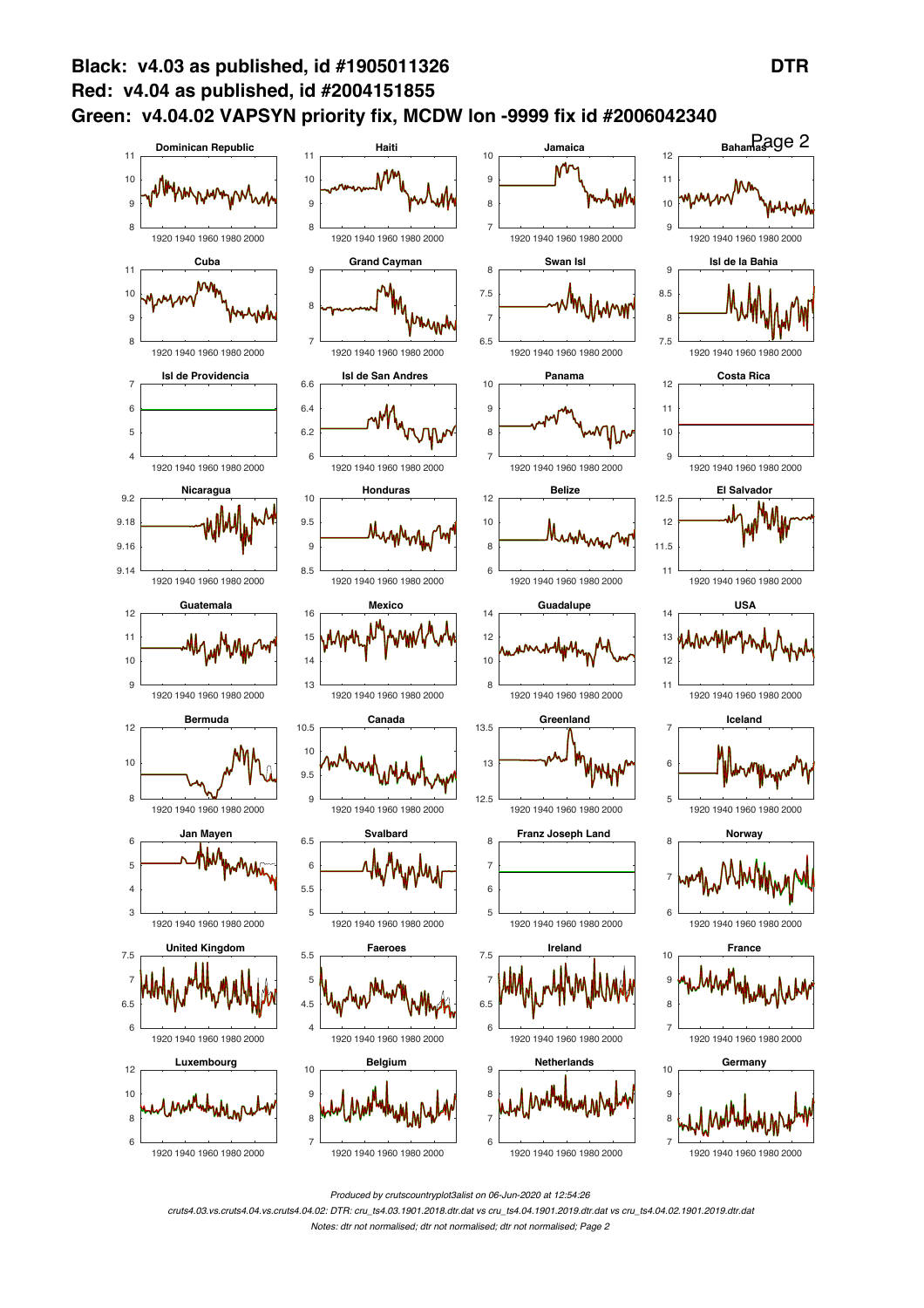**Black: v4.03 as published, id #1905011326**
**Red: v4.04 as published, id #2004151855**
**Green: v4.04.02 VAPSYN priority fix, MCDW lon -9999 fix id #2006042340**

**DTR**

Dominican Republic
11
10
9
8
1920 1940 1960 1980 2000

Haiti
11
10
9
8
1920 1940 1960 1980 2000

Jamaica
10
9
8
7
1920 1940 1960 1980 2000

Bahamas
12
11
10
9
1920 1940 1960 1980 2000

Cuba
11
10
9
8
1920 1940 1960 1980 2000

Grand Cayman
9
8
7
1920 1940 1960 1980 2000

Swan Isl
8
7.5
7
6.5
1920 1940 1960 1980 2000

Isl de la Bahia
9
8.5
8
7.5
1920 1940 1960 1980 2000

Isl de Providencia
7
6
5
4
1920 1940 1960 1980 2000

Isl de San Andres
6.6
6.4
6.2
6
1920 1940 1960 1980 2000

Panama
10
9
8
7
1920 1940 1960 1980 2000

Costa Rica
12
11
10
9
1920 1940 1960 1980 2000

Nicaragua
9.2
9.18
9.16
9.14
1920 1940 1960 1980 2000

Honduras
10
9.5
9
8.5
1920 1940 1960 1980 2000

Belize
12
10
8
6
1920 1940 1960 1980 2000

El Salvador
12.5
12
11.5
11
1920 1940 1960 1980 2000

Guatemala
12
11
10
9
1920 1940 1960 1980 2000

Mexico
16
15
14
13
1920 1940 1960 1980 2000

Guadalupe
14
12
10
8
1920 1940 1960 1980 2000

USA
14
13
12
11
1920 1940 1960 1980 2000

Bermuda
12
10
8
1920 1940 1960 1980 2000

Canada
10.5
10
9.5
9
1920 1940 1960 1980 2000

Greenland
13.5
13
12.5
1920 1940 1960 1980 2000

Iceland
7
6
5
1920 1940 1960 1980 2000

Jan Mayen
6
5
4
3
1920 1940 1960 1980 2000

Svalbard
6.5
6
5.5
5
1920 1940 1960 1980 2000

Franz Joseph Land
8
7
6
5
1920 1940 1960 1980 2000

Norway
8
7
6
1920 1940 1960 1980 2000

United Kingdom
7.5
7
6.5
6
1920 1940 1960 1980 2000

Faeroes
5.5
5
4.5
4
1920 1940 1960 1980 2000

Ireland
7.5
7
6.5
6
1920 1940 1960 1980 2000

France
10
9
8
7
1920 1940 1960 1980 2000

Luxembourg
12
10
8
6
1920 1940 1960 1980 2000

Belgium
10
9
8
7
1920 1940 1960 1980 2000

Netherlands
9
8
7
6
1920 1940 1960 1980 2000

Germany
10
9
8
7
1920 1940 1960 1980 2000

*Produced by crutscountryplot3alist on 06-Jun-2020 at 12:54:26*

*cruts4.03.vs.cruts4.04.vs.cruts4.04.02: DTR: cru_ts4.03.1901.2018.dtr.dat vs cru_ts4.04.1901.2019.dtr.dat vs cru_ts4.04.02.1901.2019.dtr.dat*

*Notes: dtr not normalised; dtr not normalised; dtr not normalised; Page 2*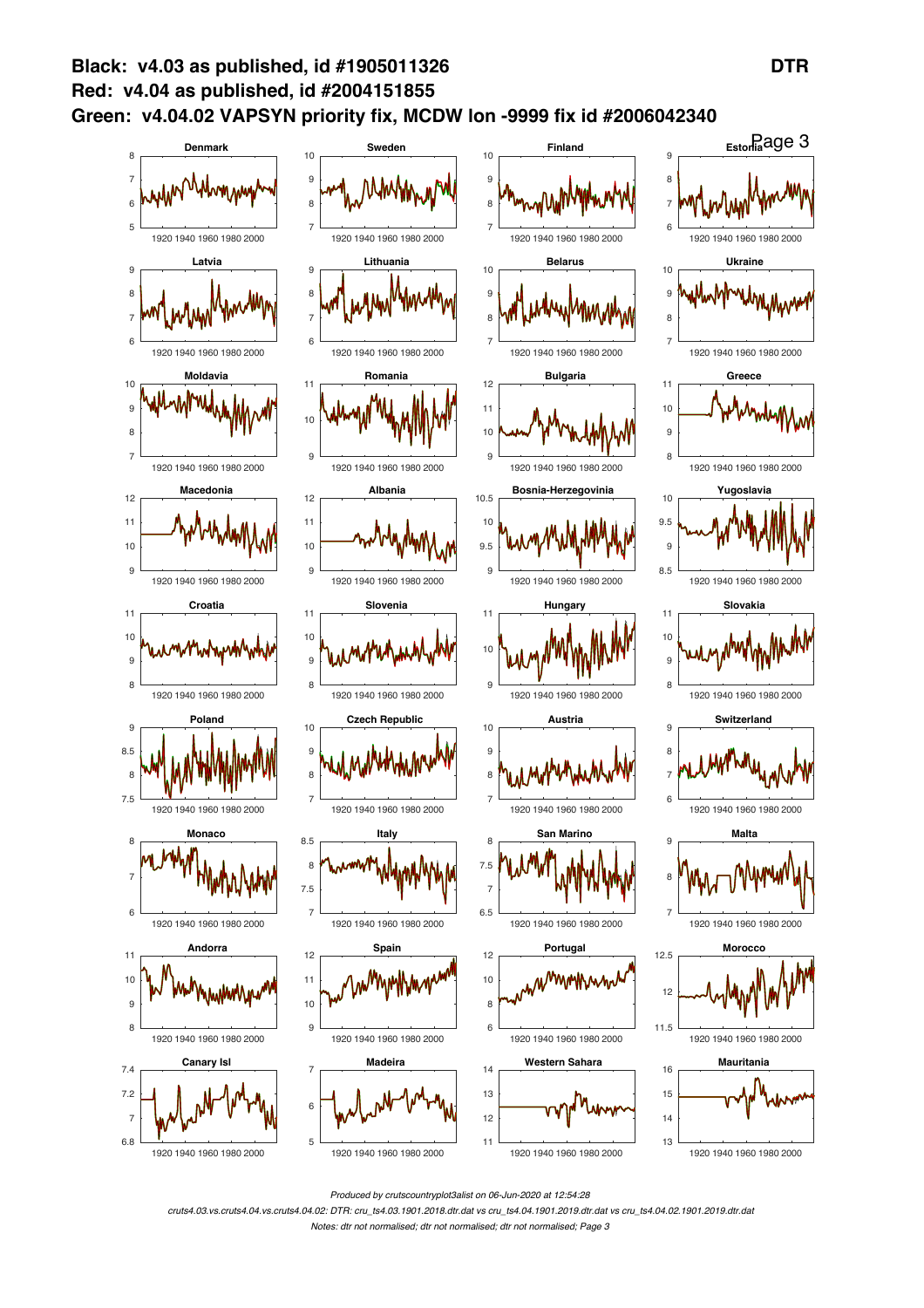**Black: v4.03 as published, id #1905011326**
**Red: v4.04 as published, id #2004151855**
**Green: v4.04.02 VAPSYN priority fix, MCDW lon -9999 fix id #2006042340**

**DTR**

Denmark
8
7
6
5
1920 1940 1960 1980 2000

Sweden
10
9
8
7
1920 1940 1960 1980 2000

Finland
10
9
8
7
1920 1940 1960 1980 2000

Estonia
9
8
7
6
1920 1940 1960 1980 2000

Latvia
9
8
7
6
1920 1940 1960 1980 2000

Lithuania
9
8
7
6
1920 1940 1960 1980 2000

Belarus
10
9
8
7
1920 1940 1960 1980 2000

Ukraine
10
9
8
7
1920 1940 1960 1980 2000

Moldavia
10
9
8
7
1920 1940 1960 1980 2000

Romania
11
10
9
1920 1940 1960 1980 2000

Bulgaria
12
11
10
9
1920 1940 1960 1980 2000

Greece
11
10
9
8
1920 1940 1960 1980 2000

Macedonia
12
11
10
9
1920 1940 1960 1980 2000

Albania
12
11
10
9
1920 1940 1960 1980 2000

Bosnia-Herzegovinia
10.5
10
9.5
9
1920 1940 1960 1980 2000

Yugoslavia
10
9.5
9
8.5
1920 1940 1960 1980 2000

Croatia
11
10
9
8
1920 1940 1960 1980 2000

Slovenia
11
10
9
8
1920 1940 1960 1980 2000

Hungary
11
10
9
1920 1940 1960 1980 2000

Slovakia
11
10
9
8
1920 1940 1960 1980 2000

Poland
9
8.5
8
7.5
1920 1940 1960 1980 2000

Czech Republic
10
9
8
7
1920 1940 1960 1980 2000

Austria
10
9
8
7
1920 1940 1960 1980 2000

Switzerland
9
8
7
6
1920 1940 1960 1980 2000

Monaco
8
7
6
1920 1940 1960 1980 2000

Italy
8.5
8
7.5
7
1920 1940 1960 1980 2000

San Marino
8
7.5
7
6.5
1920 1940 1960 1980 2000

Malta
9
8
7
1920 1940 1960 1980 2000

Andorra
11
10
9
8
1920 1940 1960 1980 2000

Spain
12
11
10
9
1920 1940 1960 1980 2000

Portugal
12
10
8
6
1920 1940 1960 1980 2000

Morocco
12.5
12
11.5
1920 1940 1960 1980 2000

Canary Isl
7.4
7.2
7
6.8
1920 1940 1960 1980 2000

Madeira
7
6
5
1920 1940 1960 1980 2000

Western Sahara
14
13
12
11
1920 1940 1960 1980 2000

Mauritania
16
15
14
13
1920 1940 1960 1980 2000

*Produced by crutscountryplot3alist on 06-Jun-2020 at 12:54:28*

*cruts4.03.vs.cruts4.04.vs.cruts4.04.02: DTR: cru_ts4.03.1901.2018.dtr.dat vs cru_ts4.04.1901.2019.dtr.dat vs cru_ts4.04.02.1901.2019.dtr.dat*

*Notes: dtr not normalised; dtr not normalised; dtr not normalised; Page 3*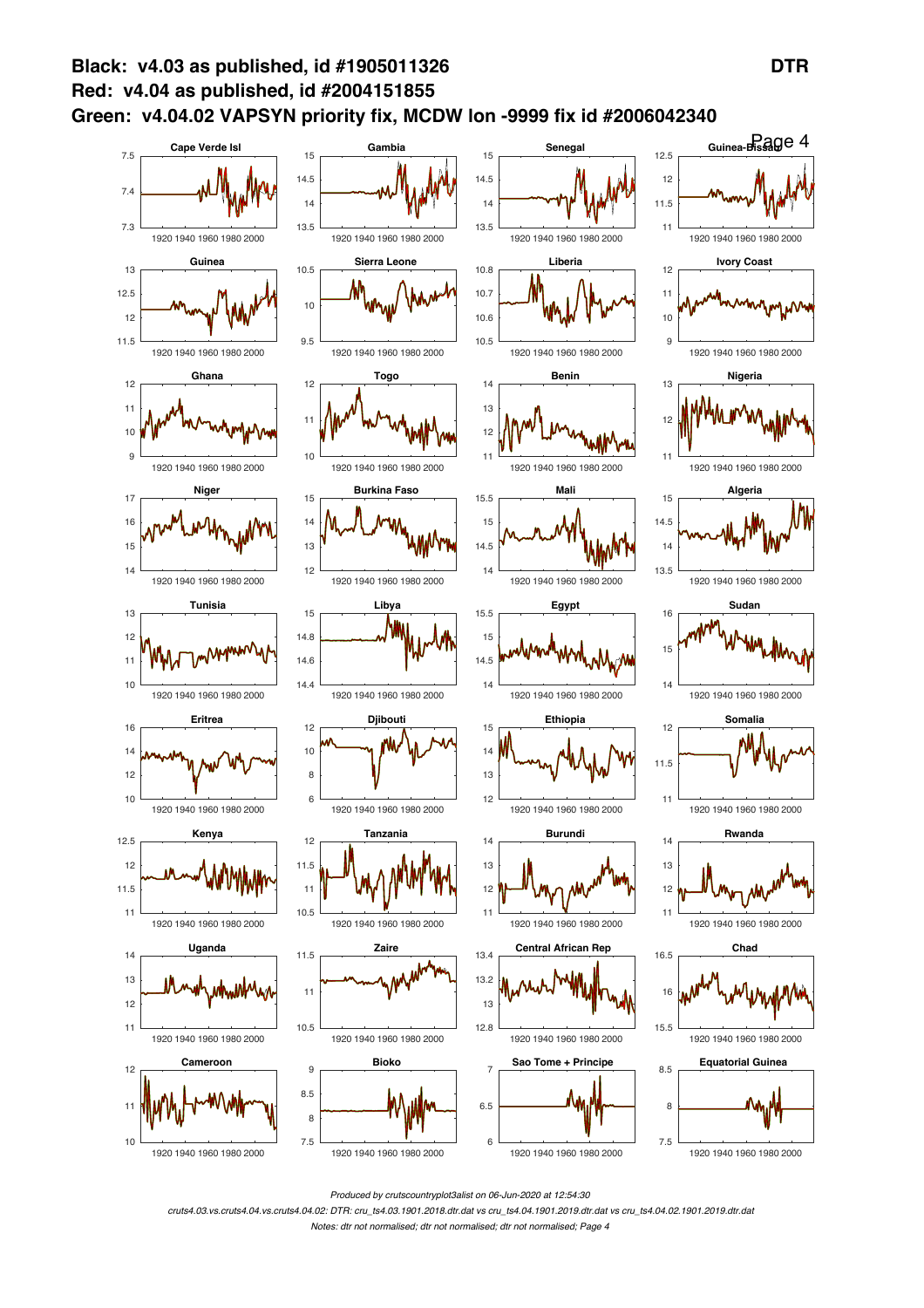# Black: v4.03 as published, id #1905011326

# Red: v4.04 as published, id #2004151855

# Green: v4.04.02 VAPSYN priority fix, MCDW lon -9999 fix id #2006042340

DTR

Cape Verde Isl
7.5
7.4
7.3
1920 1940 1960 1980 2000

Gambia
15
14.5
14
13.5
1920 1940 1960 1980 2000

Senegal
15
14.5
14
13.5
1920 1940 1960 1980 2000

Guinea-Bissau
12.5
12
11.5
11
1920 1940 1960 1980 2000

Guinea
13
12.5
12
11.5
1920 1940 1960 1980 2000

Sierra Leone
10.5
10
9.5
1920 1940 1960 1980 2000

Liberia
10.8
10.7
10.6
10.5
1920 1940 1960 1980 2000

Ivory Coast
12
11
10
9
1920 1940 1960 1980 2000

Ghana
12
11
10
9
1920 1940 1960 1980 2000

Togo
12
11
10
1920 1940 1960 1980 2000

Benin
14
13
12
11
1920 1940 1960 1980 2000

Nigeria
13
12
11
1920 1940 1960 1980 2000

Niger
17
16
15
14
1920 1940 1960 1980 2000

Burkina Faso
15
14
13
12
1920 1940 1960 1980 2000

Mali
15.5
15
14.5
14
1920 1940 1960 1980 2000

Algeria
15
14.5
14
13.5
1920 1940 1960 1980 2000

Tunisia
13
12
11
10
1920 1940 1960 1980 2000

Libya
15
14.8
14.6
14.4
1920 1940 1960 1980 2000

Egypt
15.5
15
14.5
14
1920 1940 1960 1980 2000

Sudan
16
15
14
1920 1940 1960 1980 2000

Eritrea
16
14
12
10
1920 1940 1960 1980 2000

Djibouti
12
10
8
6
1920 1940 1960 1980 2000

Ethiopia
15
14
13
12
1920 1940 1960 1980 2000

Somalia
12
11.5
11
1920 1940 1960 1980 2000

Kenya
12.5
12
11.5
11
1920 1940 1960 1980 2000

Tanzania
12
11.5
11
10.5
1920 1940 1960 1980 2000

Burundi
14
13
12
11
1920 1940 1960 1980 2000

Rwanda
14
13
12
11
1920 1940 1960 1980 2000

Uganda
14
13
12
11
1920 1940 1960 1980 2000

Zaire
11.5
11
10.5
1920 1940 1960 1980 2000

Central African Rep
13.4
13.2
13
12.8
1920 1940 1960 1980 2000

Chad
16.5
16
15.5
1920 1940 1960 1980 2000

Cameroon
12
11
10
1920 1940 1960 1980 2000

Bioko
9
8.5
8
7.5
1920 1940 1960 1980 2000

Sao Tome + Principe
7
6.5
6
1920 1940 1960 1980 2000

Equatorial Guinea
8.5
8
7.5
1920 1940 1960 1980 2000

*Produced by crutscountryplot3alist on 06-Jun-2020 at 12:54:30*

*cruts4.03.vs.cruts4.04.vs.cruts4.04.02: DTR: cru_ts4.03.1901.2018.dtr.dat vs cru_ts4.04.1901.2019.dtr.dat vs cru_ts4.04.02.1901.2019.dtr.dat*

*Notes: dtr not normalised; dtr not normalised; dtr not normalised; Page 4*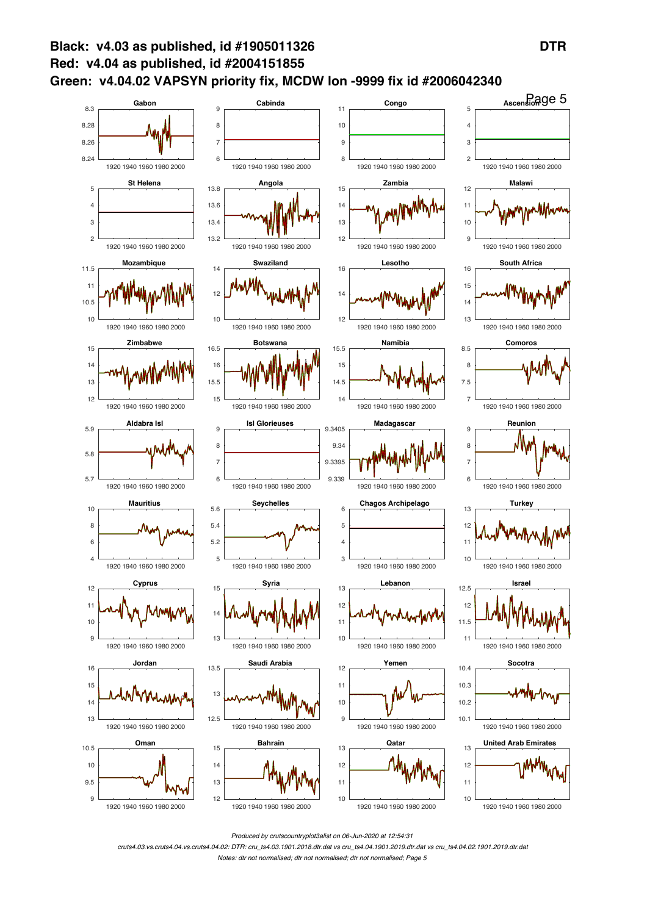# Black: v4.03 as published, id #1905011326

# Red: v4.04 as published, id #2004151855

# Green: v4.04.02 VAPSYN priority fix, MCDW lon -9999 fix id #2006042340

DTR

Gabon
8.3
8.28
8.26
8.24
1920 1940 1960 1980 2000

Cabinda
9
8
7
6
1920 1940 1960 1980 2000

Congo
11
10
9
8
1920 1940 1960 1980 2000

Ascension
5
4
3
2
1920 1940 1960 1980 2000

St Helena
5
4
3
2
1920 1940 1960 1980 2000

Angola
13.8
13.6
13.4
13.2
1920 1940 1960 1980 2000

Zambia
15
14
13
12
1920 1940 1960 1980 2000

Malawi
12
11
10
9
1920 1940 1960 1980 2000

Mozambique
11.5
11
10.5
10
1920 1940 1960 1980 2000

Swaziland
14
12
10
1920 1940 1960 1980 2000

Lesotho
16
14
12
1920 1940 1960 1980 2000

South Africa
16
15
14
13
1920 1940 1960 1980 2000

Zimbabwe
15
14
13
12
1920 1940 1960 1980 2000

Botswana
16.5
16
15.5
15
1920 1940 1960 1980 2000

Namibia
15.5
15
14.5
14
1920 1940 1960 1980 2000

Comoros
8.5
8
7.5
7
1920 1940 1960 1980 2000

Aldabra Isl
5.9
5.8
5.7
1920 1940 1960 1980 2000

Isl Glorieuses
9
8
7
6
1920 1940 1960 1980 2000

Madagascar
9.3405
9.34
9.3395
9.339
1920 1940 1960 1980 2000

Reunion
9
8
7
6
1920 1940 1960 1980 2000

Mauritius
10
8
6
4
1920 1940 1960 1980 2000

Seychelles
5.6
5.4
5.2
5
1920 1940 1960 1980 2000

Chagos Archipelago
6
5
4
3
1920 1940 1960 1980 2000

Turkey
13
12
11
10
1920 1940 1960 1980 2000

Cyprus
12
11
10
9
1920 1940 1960 1980 2000

Syria
15
14
13
1920 1940 1960 1980 2000

Lebanon
13
12
11
10
1920 1940 1960 1980 2000

Israel
12.5
12
11.5
11
1920 1940 1960 1980 2000

Jordan
16
15
14
13
1920 1940 1960 1980 2000

Saudi Arabia
13.5
13
12.5
1920 1940 1960 1980 2000

Yemen
12
11
10
9
1920 1940 1960 1980 2000

Socotra
10.4
10.3
10.2
10.1
1920 1940 1960 1980 2000

Oman
10.5
10
9.5
9
1920 1940 1960 1980 2000

Bahrain
15
14
13
12
1920 1940 1960 1980 2000

Qatar
13
12
11
10
1920 1940 1960 1980 2000

United Arab Emirates
13
12
11
10
1920 1940 1960 1980 2000

*Produced by crutscountryplot3alist on 06-Jun-2020 at 12:54:31*

*cruts4.03.vs.cruts4.04.vs.cruts4.04.02: DTR: cru_ts4.03.1901.2018.dtr.dat vs cru_ts4.04.1901.2019.dtr.dat vs cru_ts4.04.02.1901.2019.dtr.dat*

*Notes: dtr not normalised; dtr not normalised; dtr not normalised; Page 5*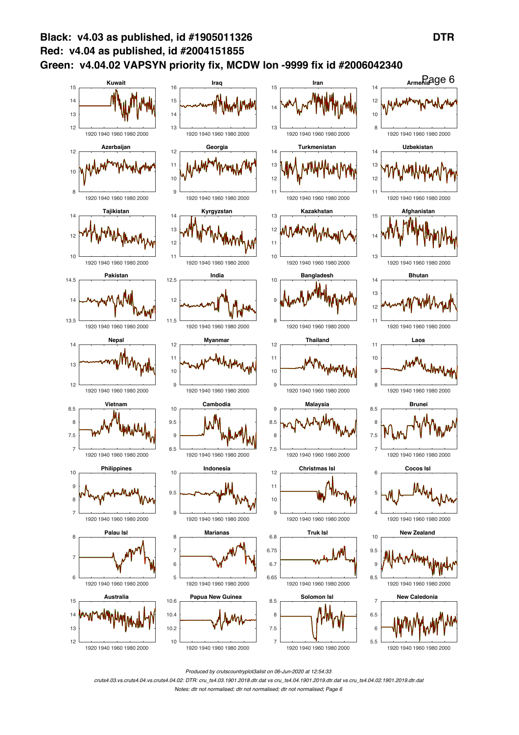**Black: v4.03 as published, id #1905011326**

**Red: v4.04 as published, id #2004151855**

**Green: v4.04.02 VAPSYN priority fix, MCDW lon -9999 fix id #2006042340**

**DTR**

Kuwait
15
14
13
12
1920 1940 1960 1980 2000

Iraq
16
15
14
13
1920 1940 1960 1980 2000

Iran
15
14
13
1920 1940 1960 1980 2000

Armenia
14
12
10
8
1920 1940 1960 1980 2000

Azerbaijan
12
10
8
1920 1940 1960 1980 2000

Georgia
12
11
10
9
1920 1940 1960 1980 2000

Turkmenistan
14
13
12
11
1920 1940 1960 1980 2000

Uzbekistan
14
13
12
11
1920 1940 1960 1980 2000

Tajikistan
14
12
10
1920 1940 1960 1980 2000

Kyrgyzstan
14
13
12
11
1920 1940 1960 1980 2000

Kazakhstan
13
12
11
10
1920 1940 1960 1980 2000

Afghanistan
15
14
13
1920 1940 1960 1980 2000

Pakistan
14.5
14
13.5
1920 1940 1960 1980 2000

India
12.5
12
11.5
1920 1940 1960 1980 2000

Bangladesh
10
9
8
1920 1940 1960 1980 2000

Bhutan
14
13
12
11
1920 1940 1960 1980 2000

Nepal
14
13
12
1920 1940 1960 1980 2000

Myanmar
12
11
10
9
1920 1940 1960 1980 2000

Thailand
12
11
10
9
1920 1940 1960 1980 2000

Laos
11
10
9
8
1920 1940 1960 1980 2000

Vietnam
8.5
8
7.5
7
1920 1940 1960 1980 2000

Cambodia
10
9.5
9
8.5
1920 1940 1960 1980 2000

Malaysia
9
8.5
8
7.5
1920 1940 1960 1980 2000

Brunei
8.5
8
7.5
7
1920 1940 1960 1980 2000

Philippines
10
9
8
7
1920 1940 1960 1980 2000

Indonesia
10
9.5
9
1920 1940 1960 1980 2000

Christmas Isl
12
11
10
9
1920 1940 1960 1980 2000

Cocos Isl
6
5
4
1920 1940 1960 1980 2000

Palau Isl
8
7
6
1920 1940 1960 1980 2000

Marianas
8
7
6
5
1920 1940 1960 1980 2000

Truk Isl
6.8
6.75
6.7
6.65
1920 1940 1960 1980 2000

New Zealand
10
9.5
9
8.5
1920 1940 1960 1980 2000

Australia
15
14
13
12
1920 1940 1960 1980 2000

Papua New Guinea
10.6
10.4
10.2
10
1920 1940 1960 1980 2000

Solomon Isl
8.5
8
7.5
7
1920 1940 1960 1980 2000

New Caledonia
7
6.5
6
5.5
1920 1940 1960 1980 2000

*Produced by crutscountryplot3alist on 06-Jun-2020 at 12:54:33*

*cruts4.03.vs.cruts4.04.vs.cruts4.04.02: DTR: cru_ts4.03.1901.2018.dtr.dat vs cru_ts4.04.1901.2019.dtr.dat vs cru_ts4.04.02.1901.2019.dtr.dat*

*Notes: dtr not normalised; dtr not normalised; dtr not normalised; Page 6*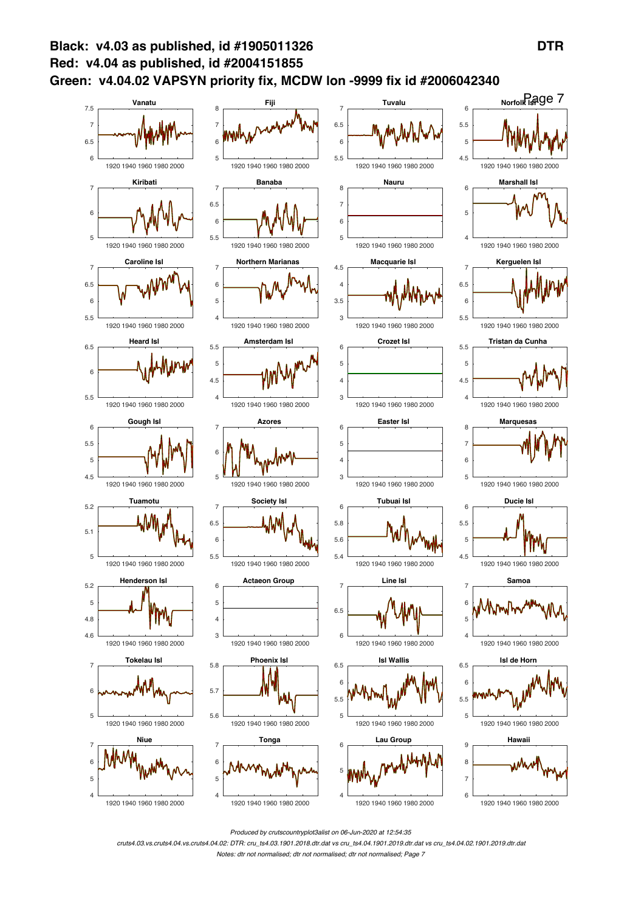**Black: v4.03 as published, id #1905011326** **DTR**

**Red: v4.04 as published, id #2004151855**

**Green: v4.04.02 VAPSYN priority fix, MCDW lon -9999 fix id #2006042340**

Vanatu
7.5
7
6.5
6
1920 1940 1960 1980 2000

Fiji
8
7
6
5
1920 1940 1960 1980 2000

Tuvalu
7
6.5
6
5.5
1920 1940 1960 1980 2000

Norfolk Isl
6
5.5
5
4.5
1920 1940 1960 1980 2000

Kiribati
7
6
5
1920 1940 1960 1980 2000

Banaba
7
6.5
6
5.5
1920 1940 1960 1980 2000

Nauru
8
7
6
5
1920 1940 1960 1980 2000

Marshall Isl
6
5
4
1920 1940 1960 1980 2000

Caroline Isl
7
6.5
6
5.5
1920 1940 1960 1980 2000

Northern Marianas
7
6
5
4
1920 1940 1960 1980 2000

Macquarie Isl
4.5
4
3.5
3
1920 1940 1960 1980 2000

Kerguelen Isl
7
6.5
6
5.5
1920 1940 1960 1980 2000

Heard Isl
6.5
6
5.5
1920 1940 1960 1980 2000

Amsterdam Isl
5.5
5
4.5
4
1920 1940 1960 1980 2000

Crozet Isl
6
5
4
3
1920 1940 1960 1980 2000

Tristan da Cunha
5.5
5
4.5
4
1920 1940 1960 1980 2000

Gough Isl
6
5.5
5
4.5
1920 1940 1960 1980 2000

Azores
7
6
5
1920 1940 1960 1980 2000

Easter Isl
6
5
4
3
1920 1940 1960 1980 2000

Marquesas
8
7
6
5
1920 1940 1960 1980 2000

Tuamotu
5.2
5.1
5
1920 1940 1960 1980 2000

Society Isl
7
6.5
6
5.5
1920 1940 1960 1980 2000

Tubuai Isl
6
5.8
5.6
5.4
1920 1940 1960 1980 2000

Ducie Isl
6
5.5
5
4.5
1920 1940 1960 1980 2000

Henderson Isl
5.2
5
4.8
4.6
1920 1940 1960 1980 2000

Actaeon Group
6
5
4
3
1920 1940 1960 1980 2000

Line Isl
7
6.5
6
1920 1940 1960 1980 2000

Samoa
7
6
5
4
1920 1940 1960 1980 2000

Tokelau Isl
7
6
5
1920 1940 1960 1980 2000

Phoenix Isl
5.8
5.7
5.6
1920 1940 1960 1980 2000

Isl Wallis
6.5
6
5.5
5
1920 1940 1960 1980 2000

Isl de Horn
6.5
6
5.5
5
1920 1940 1960 1980 2000

Niue
7
6
5
4
1920 1940 1960 1980 2000

Tonga
7
6
5
4
1920 1940 1960 1980 2000

Lau Group
6
5
4
1920 1940 1960 1980 2000

Hawaii
9
8
7
6
1920 1940 1960 1980 2000

*Produced by crutscountryplot3alist on 06-Jun-2020 at 12:54:35*

*cruts4.03.vs.cruts4.04.vs.cruts4.04.02: DTR: cru_ts4.03.1901.2018.dtr.dat vs cru_ts4.04.1901.2019.dtr.dat vs cru_ts4.04.02.1901.2019.dtr.dat*

*Notes: dtr not normalised; dtr not normalised; dtr not normalised; Page 7*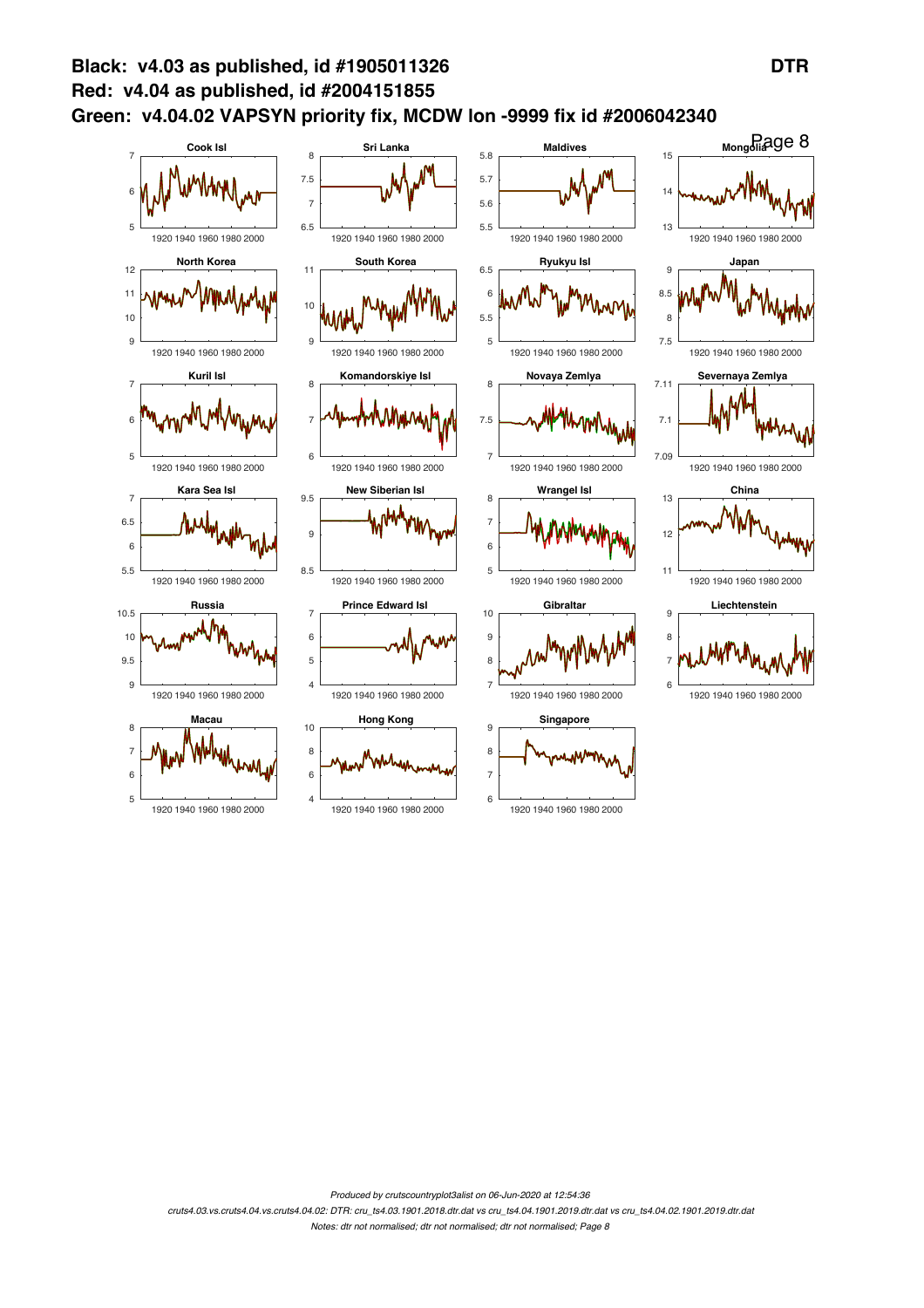**Black: v4.03 as published, id #1905011326** **DTR**

**Red: v4.04 as published, id #2004151855**

**Green: v4.04.02 VAPSYN priority fix, MCDW lon -9999 fix id #2006042340**

Cook Isl
7
6
5
1920 1940 1960 1980 2000

Sri Lanka
8
7.5
7
6.5
1920 1940 1960 1980 2000

Maldives
5.8
5.7
5.6
5.5
1920 1940 1960 1980 2000

Mongolia
15
14
13
1920 1940 1960 1980 2000

North Korea
12
11
10
9
1920 1940 1960 1980 2000

South Korea
11
10
9
1920 1940 1960 1980 2000

Ryukyu Isl
6.5
6
5.5
5
1920 1940 1960 1980 2000

Japan
9
8.5
8
7.5
1920 1940 1960 1980 2000

Kuril Isl
7
6
5
1920 1940 1960 1980 2000

Komandorskiye Isl
8
7
6
1920 1940 1960 1980 2000

Novaya Zemlya
8
7.5
7
1920 1940 1960 1980 2000

Severnaya Zemlya
7.11
7.1
7.09
1920 1940 1960 1980 2000

Kara Sea Isl
7
6.5
6
5.5
1920 1940 1960 1980 2000

New Siberian Isl
9.5
9
8.5
1920 1940 1960 1980 2000

Wrangel Isl
8
7
6
5
1920 1940 1960 1980 2000

China
13
12
11
1920 1940 1960 1980 2000

Russia
10.5
10
9.5
9
1920 1940 1960 1980 2000

Prince Edward Isl
7
6
5
4
1920 1940 1960 1980 2000

Gibraltar
10
9
8
7
1920 1940 1960 1980 2000

Liechtenstein
9
8
7
6
1920 1940 1960 1980 2000

Macau
8
7
6
5
1920 1940 1960 1980 2000

Hong Kong
10
8
6
4
1920 1940 1960 1980 2000

Singapore
9
8
7
6
1920 1940 1960 1980 2000

*Produced by crutscountryplot3alist on 06-Jun-2020 at 12:54:36*

*cruts4.03.vs.cruts4.04.vs.cruts4.04.02: DTR: cru_ts4.03.1901.2018.dtr.dat vs cru_ts4.04.1901.2019.dtr.dat vs cru_ts4.04.02.1901.2019.dtr.dat*

*Notes: dtr not normalised; dtr not normalised; dtr not normalised; Page 8*